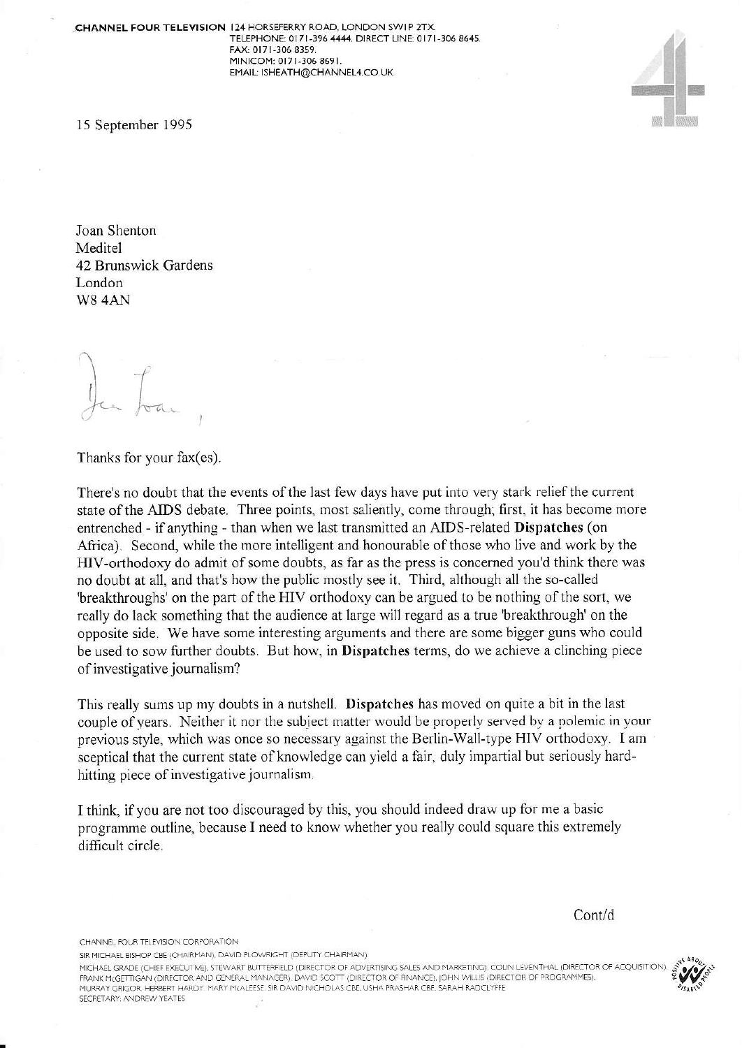**CHANNEL FOUR TELEVISION** 124 HORSEFERRY ROAD, LONDON SW1P 2TX.
TELEPHONE: 0171-396 4444. DIRECT LINE: 0171-306 8645.
FAX: 0171-306 8359.
MINICOM: 0171-306 8691.
EMAIL: ISHEATH@CHANNEL4.CO.UK

15 September 1995

Joan Shenton
Meditel
42 Brunswick Gardens
London
W8 4AN

Dear Joan,

Thanks for your fax(es).

There's no doubt that the events of the last few days have put into very stark relief the current state of the AIDS debate. Three points, most saliently, come through; first, it has become more entrenched - if anything - than when we last transmitted an AIDS-related **Dispatches** (on Africa). Second, while the more intelligent and honourable of those who live and work by the HIV-orthodoxy do admit of some doubts, as far as the press is concerned you'd think there was no doubt at all, and that's how the public mostly see it. Third, although all the so-called 'breakthroughs' on the part of the HIV orthodoxy can be argued to be nothing of the sort, we really do lack something that the audience at large will regard as a true 'breakthrough' on the opposite side. We have some interesting arguments and there are some bigger guns who could be used to sow further doubts. But how, in **Dispatches** terms, do we achieve a clinching piece of investigative journalism?

This really sums up my doubts in a nutshell. **Dispatches** has moved on quite a bit in the last couple of years. Neither it nor the subject matter would be properly served by a polemic in your previous style, which was once so necessary against the Berlin-Wall-type HIV orthodoxy. I am sceptical that the current state of knowledge can yield a fair, duly impartial but seriously hard-hitting piece of investigative journalism.

I think, if you are not too discouraged by this, you should indeed draw up for me a basic programme outline, because I need to know whether you really could square this extremely difficult circle.

Cont/d

CHANNEL FOUR TELEVISION CORPORATION
SIR MICHAEL BISHOP CBE (CHAIRMAN), DAVID PLOWRIGHT (DEPUTY CHAIRMAN)
MICHAEL GRADE (CHIEF EXECUTIVE), STEWART BUTTERFIELD (DIRECTOR OF ADVERTISING SALES AND MARKETING), COLIN LEVENTHAL (DIRECTOR OF ACQUISITION), FRANK McGETTIGAN (DIRECTOR AND GENERAL MANAGER), DAVID SCOTT (DIRECTOR OF FINANCE), JOHN WILLIS (DIRECTOR OF PROGRAMMES), MURRAY GRIGOR, HERBERT HARDY, MARY McALEESE, SIR DAVID NICHOLAS CBE, USHA PRASHAR CBE, SARAH RADCLYFFE
SECRETARY: ANDREW YEATES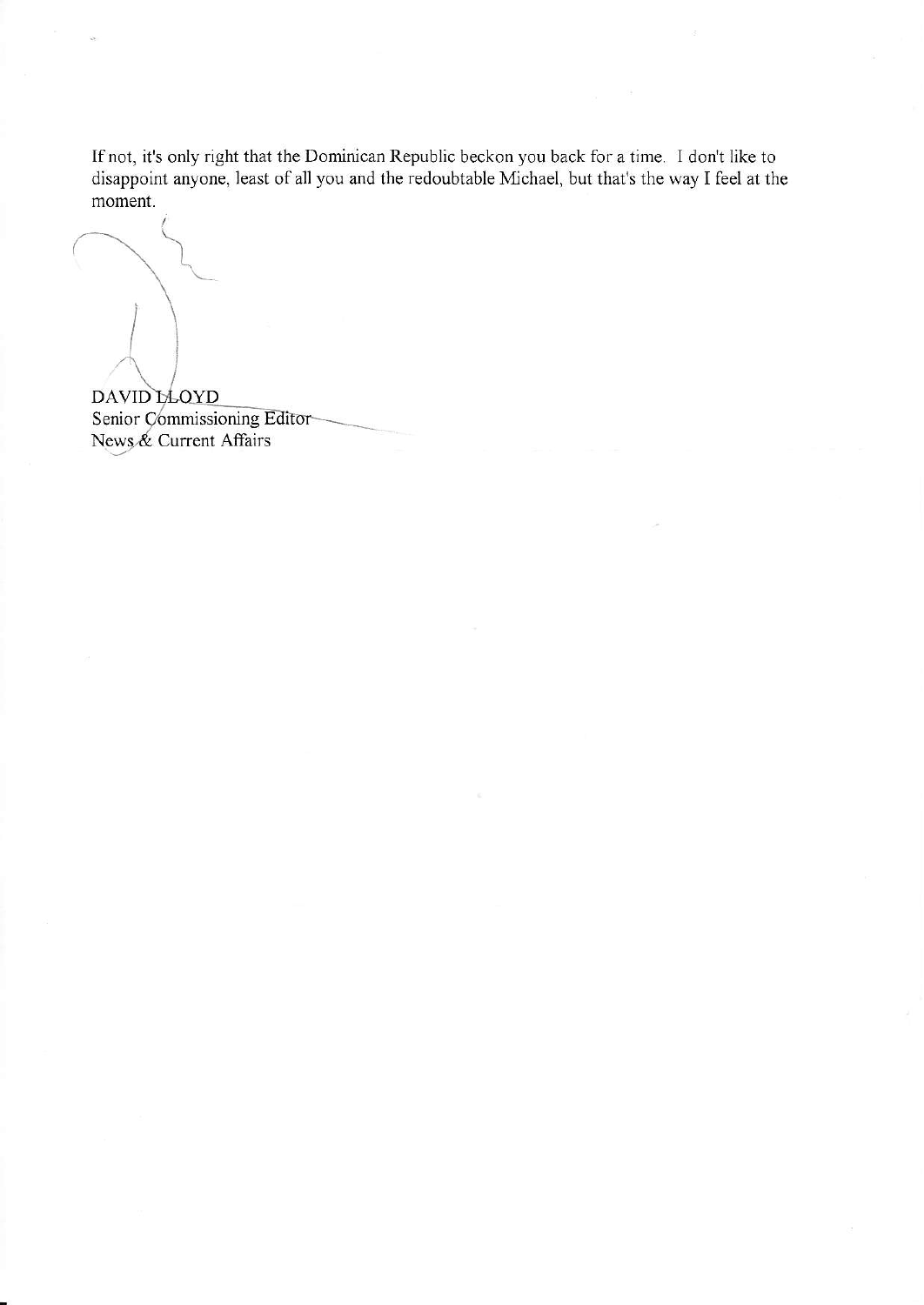If not, it's only right that the Dominican Republic beckon you back for a time. I don't like to disappoint anyone, least of all you and the redoubtable Michael, but that's the way I feel at the moment.

DAVID LLOYD
Senior Commissioning Editor
News & Current Affairs